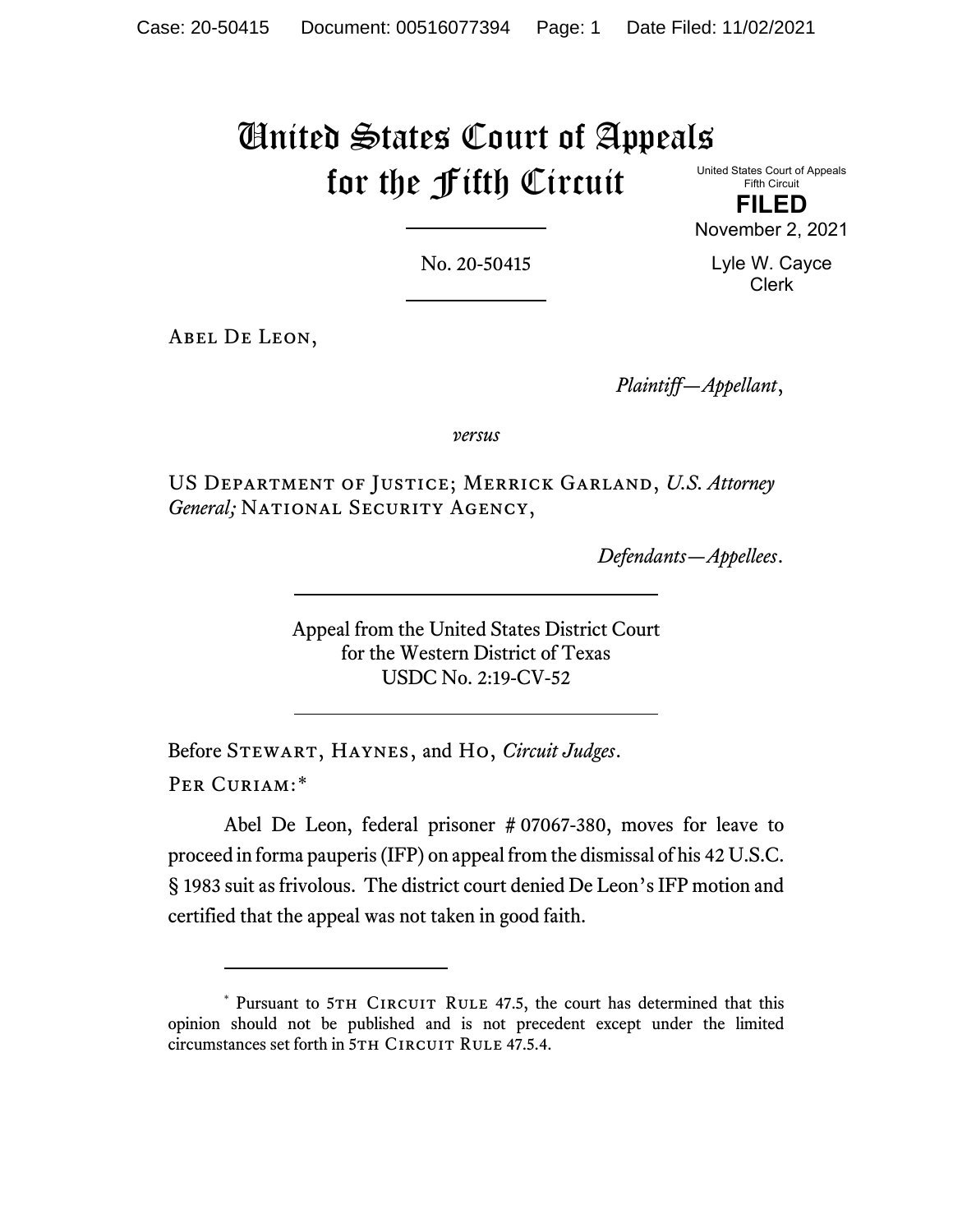# United States Court of Appeals for the Fifth Circuit

United States Court of Appeals
Fifth Circuit

**FILED**

November 2, 2021

Lyle W. Cayce
Clerk

No. 20-50415

---

Abel De Leon,

*Plaintiff—Appellant*,

*versus*

US Department of Justice; Merrick Garland, *U.S. Attorney General;* National Security Agency,

*Defendants—Appellees*.

---

Appeal from the United States District Court
for the Western District of Texas
USDC No. 2:19-CV-52

---

Before Stewart, Haynes, and Ho, *Circuit Judges*.

Per Curiam:*

Abel De Leon, federal prisoner # 07067-380, moves for leave to proceed in forma pauperis (IFP) on appeal from the dismissal of his 42 U.S.C. § 1983 suit as frivolous. The district court denied De Leon's IFP motion and certified that the appeal was not taken in good faith.

---

* Pursuant to 5th Circuit Rule 47.5, the court has determined that this opinion should not be published and is not precedent except under the limited circumstances set forth in 5th Circuit Rule 47.5.4.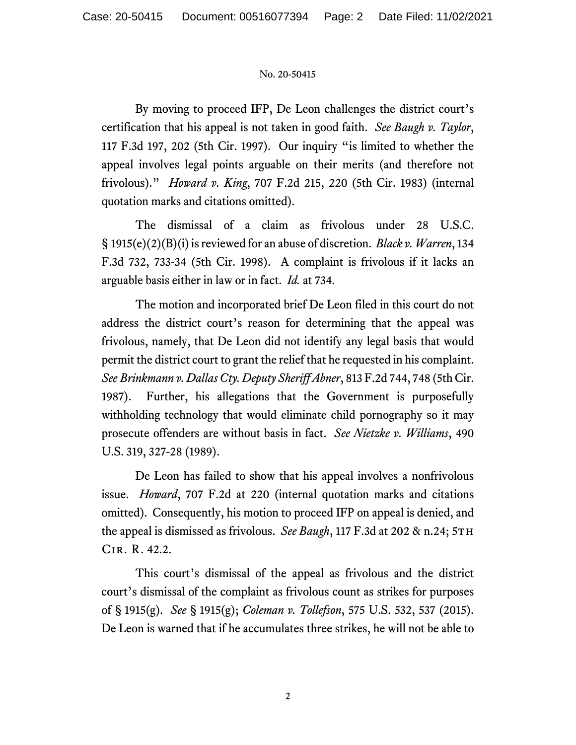By moving to proceed IFP, De Leon challenges the district court's certification that his appeal is not taken in good faith. *See Baugh v. Taylor*, 117 F.3d 197, 202 (5th Cir. 1997). Our inquiry "is limited to whether the appeal involves legal points arguable on their merits (and therefore not frivolous)." *Howard v. King*, 707 F.2d 215, 220 (5th Cir. 1983) (internal quotation marks and citations omitted).

The dismissal of a claim as frivolous under 28 U.S.C. § 1915(e)(2)(B)(i) is reviewed for an abuse of discretion. *Black v. Warren*, 134 F.3d 732, 733-34 (5th Cir. 1998). A complaint is frivolous if it lacks an arguable basis either in law or in fact. *Id.* at 734.

The motion and incorporated brief De Leon filed in this court do not address the district court's reason for determining that the appeal was frivolous, namely, that De Leon did not identify any legal basis that would permit the district court to grant the relief that he requested in his complaint. *See Brinkmann v. Dallas Cty. Deputy Sheriff Abner*, 813 F.2d 744, 748 (5th Cir. 1987). Further, his allegations that the Government is purposefully withholding technology that would eliminate child pornography so it may prosecute offenders are without basis in fact. *See Nietzke v. Williams*, 490 U.S. 319, 327-28 (1989).

De Leon has failed to show that his appeal involves a nonfrivolous issue. *Howard*, 707 F.2d at 220 (internal quotation marks and citations omitted). Consequently, his motion to proceed IFP on appeal is denied, and the appeal is dismissed as frivolous. *See Baugh*, 117 F.3d at 202 & n.24; 5TH CIR. R. 42.2.

This court's dismissal of the appeal as frivolous and the district court's dismissal of the complaint as frivolous count as strikes for purposes of § 1915(g). *See* § 1915(g); *Coleman v. Tollefson*, 575 U.S. 532, 537 (2015). De Leon is warned that if he accumulates three strikes, he will not be able to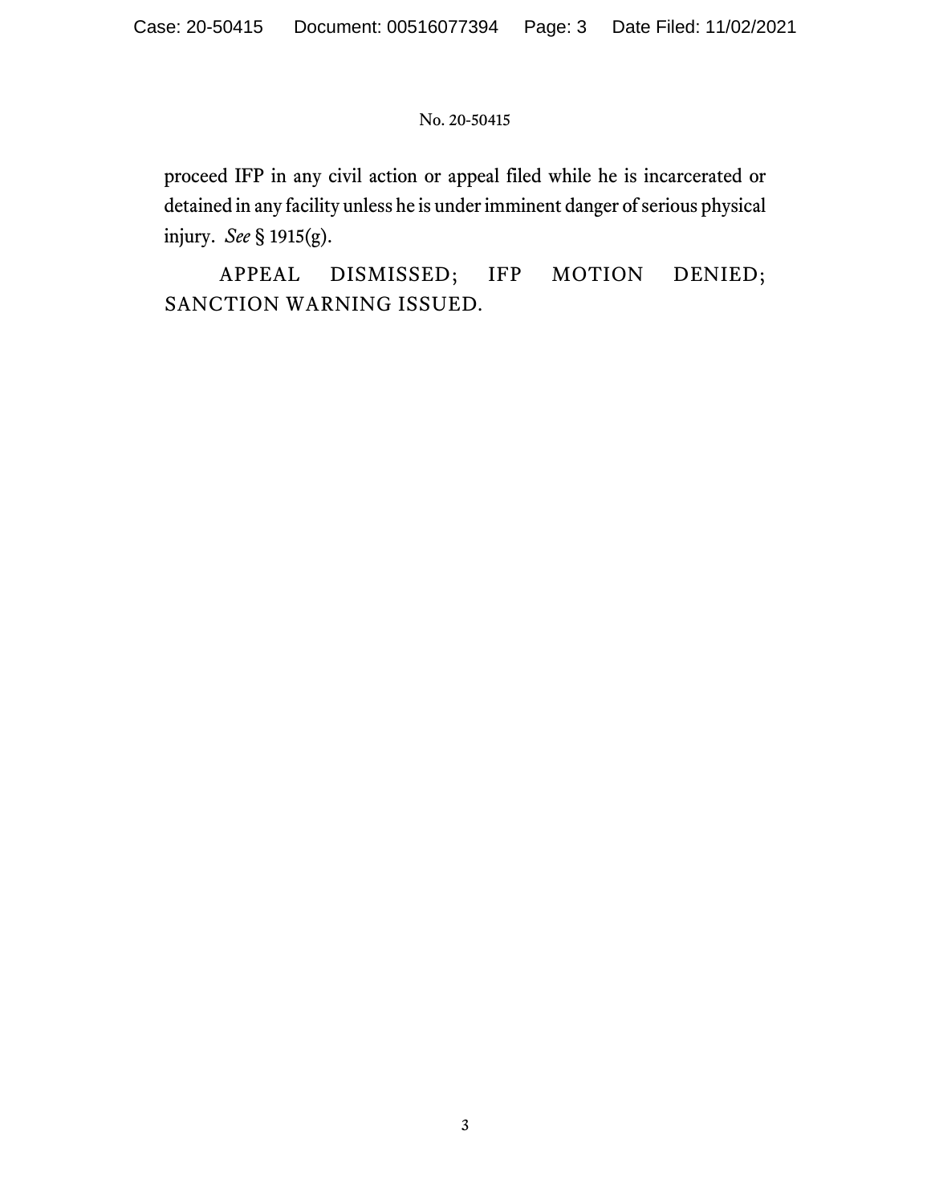proceed IFP in any civil action or appeal filed while he is incarcerated or detained in any facility unless he is under imminent danger of serious physical injury. *See* § 1915(g).

APPEAL DISMISSED; IFP MOTION DENIED; SANCTION WARNING ISSUED.